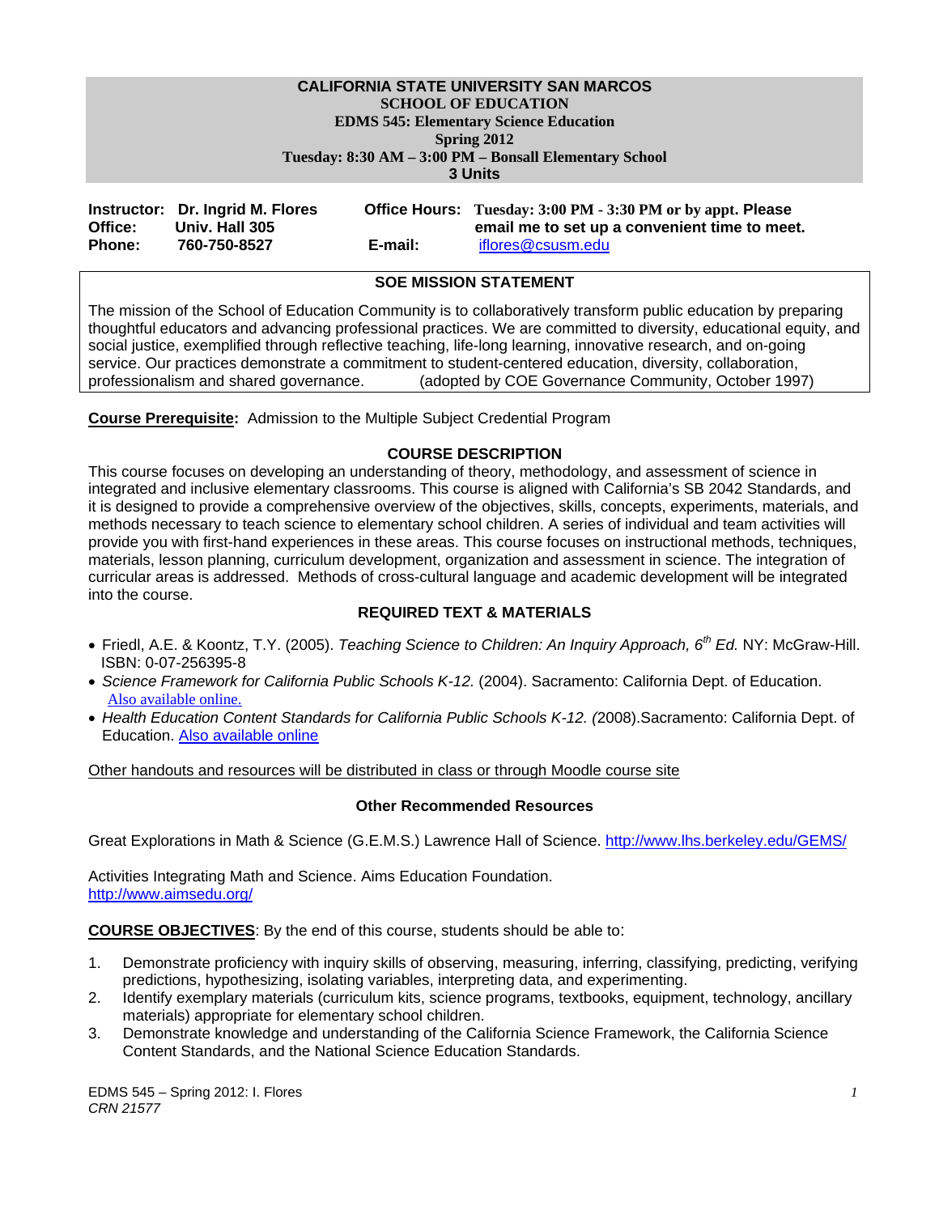**CALIFORNIA STATE UNIVERSITY SAN MARCOS**
**SCHOOL OF EDUCATION**
**EDMS 545: Elementary Science Education**
**Spring 2012**
**Tuesday: 8:30 AM – 3:00 PM – Bonsall Elementary School**
**3 Units**

**Instructor:** **Dr. Ingrid M. Flores**
**Office:** **Univ. Hall 305**
**Phone:** **760-750-8527**

**Office Hours:** **Tuesday: 3:00 PM - 3:30 PM or by appt. Please email me to set up a convenient time to meet.**
**E-mail:** iflores@csusm.edu

**SOE MISSION STATEMENT**

The mission of the School of Education Community is to collaboratively transform public education by preparing thoughtful educators and advancing professional practices. We are committed to diversity, educational equity, and social justice, exemplified through reflective teaching, life-long learning, innovative research, and on-going service. Our practices demonstrate a commitment to student-centered education, diversity, collaboration, professionalism and shared governance. (adopted by COE Governance Community, October 1997)

**Course Prerequisite:** Admission to the Multiple Subject Credential Program

## COURSE DESCRIPTION

This course focuses on developing an understanding of theory, methodology, and assessment of science in integrated and inclusive elementary classrooms. This course is aligned with California's SB 2042 Standards, and it is designed to provide a comprehensive overview of the objectives, skills, concepts, experiments, materials, and methods necessary to teach science to elementary school children. A series of individual and team activities will provide you with first-hand experiences in these areas. This course focuses on instructional methods, techniques, materials, lesson planning, curriculum development, organization and assessment in science. The integration of curricular areas is addressed. Methods of cross-cultural language and academic development will be integrated into the course.

## REQUIRED TEXT & MATERIALS

- Friedl, A.E. & Koontz, T.Y. (2005). *Teaching Science to Children: An Inquiry Approach, 6th Ed.* NY: McGraw-Hill. ISBN: 0-07-256395-8
- *Science Framework for California Public Schools K-12.* (2004). Sacramento: California Dept. of Education. Also available online.
- *Health Education Content Standards for California Public Schools K-12.* (2008).Sacramento: California Dept. of Education. Also available online

Other handouts and resources will be distributed in class or through Moodle course site

### Other Recommended Resources

Great Explorations in Math & Science (G.E.M.S.) Lawrence Hall of Science. http://www.lhs.berkeley.edu/GEMS/

Activities Integrating Math and Science. Aims Education Foundation. http://www.aimsedu.org/

**COURSE OBJECTIVES**: By the end of this course, students should be able to:

1. Demonstrate proficiency with inquiry skills of observing, measuring, inferring, classifying, predicting, verifying predictions, hypothesizing, isolating variables, interpreting data, and experimenting.
2. Identify exemplary materials (curriculum kits, science programs, textbooks, equipment, technology, ancillary materials) appropriate for elementary school children.
3. Demonstrate knowledge and understanding of the California Science Framework, the California Science Content Standards, and the National Science Education Standards.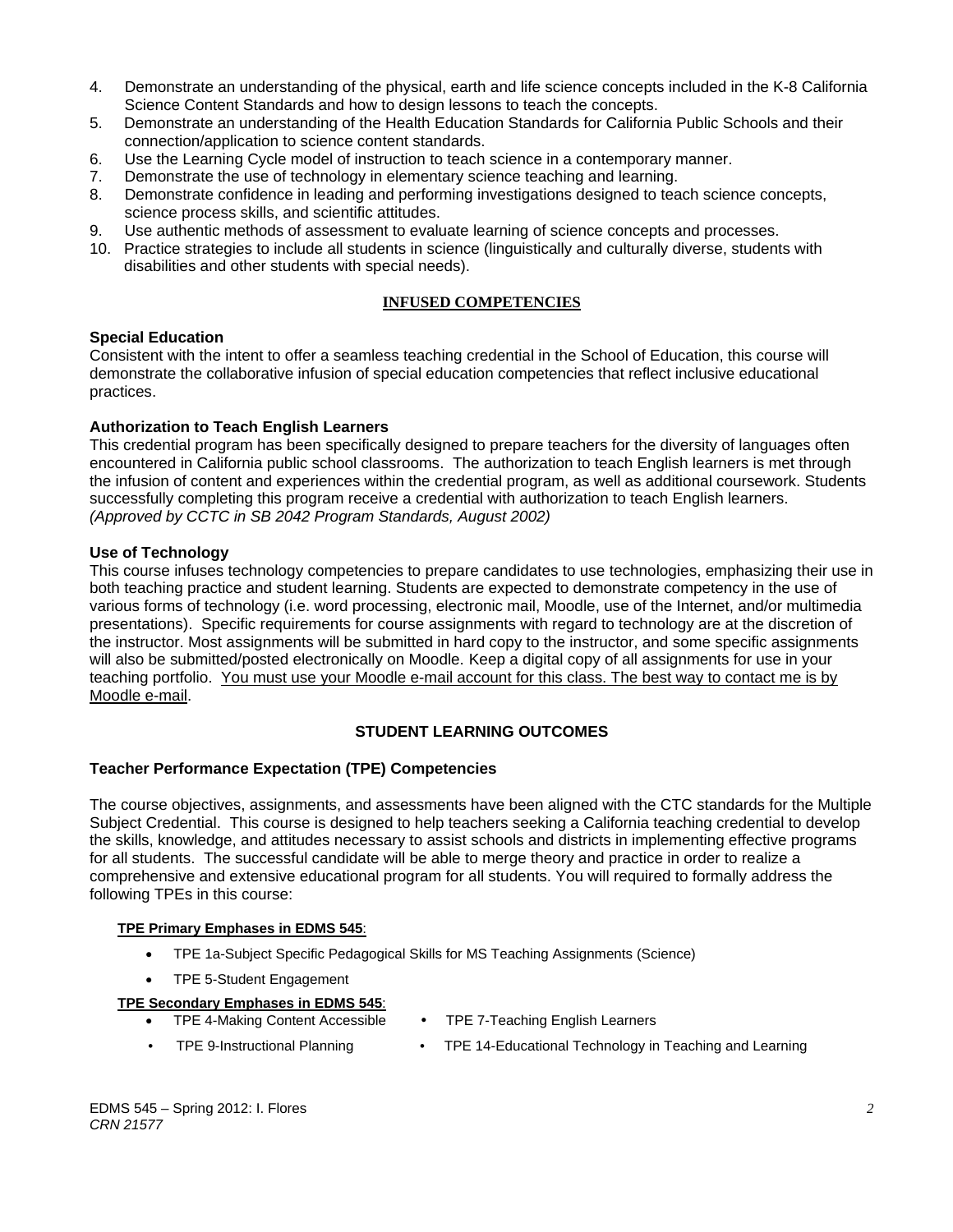4. Demonstrate an understanding of the physical, earth and life science concepts included in the K-8 California Science Content Standards and how to design lessons to teach the concepts.
5. Demonstrate an understanding of the Health Education Standards for California Public Schools and their connection/application to science content standards.
6. Use the Learning Cycle model of instruction to teach science in a contemporary manner.
7. Demonstrate the use of technology in elementary science teaching and learning.
8. Demonstrate confidence in leading and performing investigations designed to teach science concepts, science process skills, and scientific attitudes.
9. Use authentic methods of assessment to evaluate learning of science concepts and processes.
10. Practice strategies to include all students in science (linguistically and culturally diverse, students with disabilities and other students with special needs).

## INFUSED COMPETENCIES

### Special Education

Consistent with the intent to offer a seamless teaching credential in the School of Education, this course will demonstrate the collaborative infusion of special education competencies that reflect inclusive educational practices.

### Authorization to Teach English Learners

This credential program has been specifically designed to prepare teachers for the diversity of languages often encountered in California public school classrooms. The authorization to teach English learners is met through the infusion of content and experiences within the credential program, as well as additional coursework. Students successfully completing this program receive a credential with authorization to teach English learners. *(Approved by CCTC in SB 2042 Program Standards, August 2002)*

### Use of Technology

This course infuses technology competencies to prepare candidates to use technologies, emphasizing their use in both teaching practice and student learning. Students are expected to demonstrate competency in the use of various forms of technology (i.e. word processing, electronic mail, Moodle, use of the Internet, and/or multimedia presentations). Specific requirements for course assignments with regard to technology are at the discretion of the instructor. Most assignments will be submitted in hard copy to the instructor, and some specific assignments will also be submitted/posted electronically on Moodle. Keep a digital copy of all assignments for use in your teaching portfolio. <u>You must use your Moodle e-mail account for this class. The best way to contact me is by Moodle e-mail</u>.

## STUDENT LEARNING OUTCOMES

### Teacher Performance Expectation (TPE) Competencies

The course objectives, assignments, and assessments have been aligned with the CTC standards for the Multiple Subject Credential. This course is designed to help teachers seeking a California teaching credential to develop the skills, knowledge, and attitudes necessary to assist schools and districts in implementing effective programs for all students. The successful candidate will be able to merge theory and practice in order to realize a comprehensive and extensive educational program for all students. You will required to formally address the following TPEs in this course:

**<u>TPE Primary Emphases in EDMS 545</u>:**

- TPE 1a-Subject Specific Pedagogical Skills for MS Teaching Assignments (Science)
- TPE 5-Student Engagement

**<u>TPE Secondary Emphases in EDMS 545</u>:**

- TPE 4-Making Content Accessible
- TPE 7-Teaching English Learners
- TPE 9-Instructional Planning
- TPE 14-Educational Technology in Teaching and Learning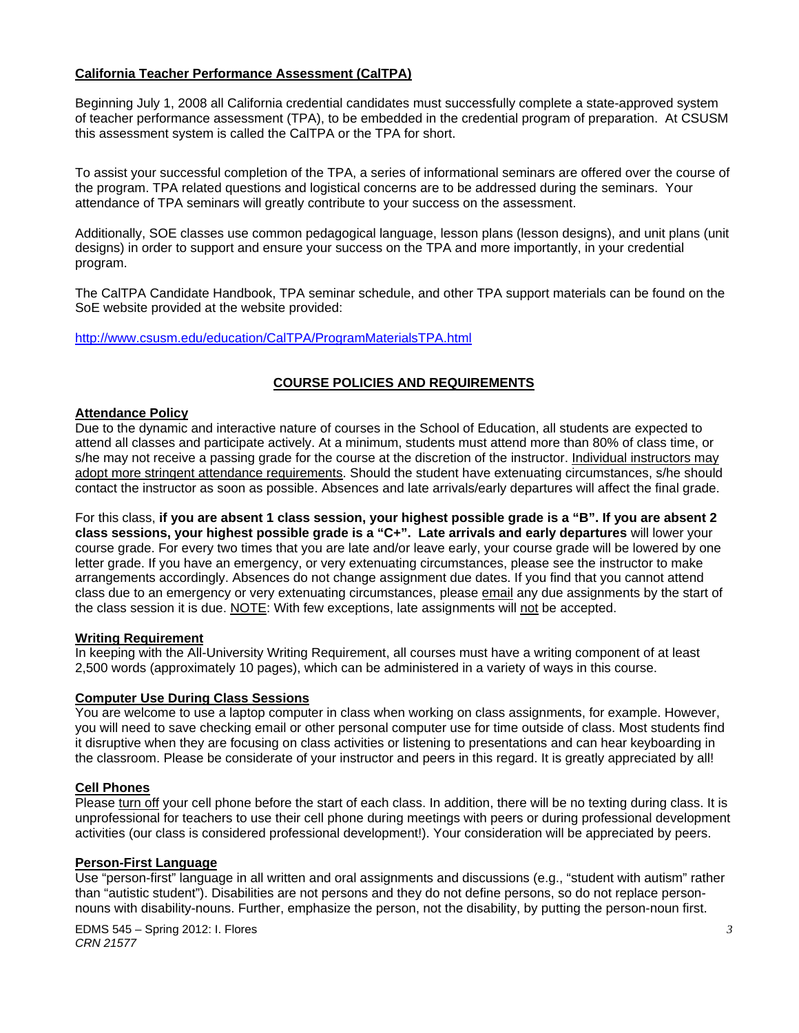## California Teacher Performance Assessment (CalTPA)

Beginning July 1, 2008 all California credential candidates must successfully complete a state-approved system of teacher performance assessment (TPA), to be embedded in the credential program of preparation. At CSUSM this assessment system is called the CalTPA or the TPA for short.

To assist your successful completion of the TPA, a series of informational seminars are offered over the course of the program. TPA related questions and logistical concerns are to be addressed during the seminars. Your attendance of TPA seminars will greatly contribute to your success on the assessment.

Additionally, SOE classes use common pedagogical language, lesson plans (lesson designs), and unit plans (unit designs) in order to support and ensure your success on the TPA and more importantly, in your credential program.

The CalTPA Candidate Handbook, TPA seminar schedule, and other TPA support materials can be found on the SoE website provided at the website provided:

http://www.csusm.edu/education/CalTPA/ProgramMaterialsTPA.html

## COURSE POLICIES AND REQUIREMENTS

### Attendance Policy

Due to the dynamic and interactive nature of courses in the School of Education, all students are expected to attend all classes and participate actively. At a minimum, students must attend more than 80% of class time, or s/he may not receive a passing grade for the course at the discretion of the instructor. Individual instructors may adopt more stringent attendance requirements. Should the student have extenuating circumstances, s/he should contact the instructor as soon as possible. Absences and late arrivals/early departures will affect the final grade.

For this class, **if you are absent 1 class session, your highest possible grade is a "B". If you are absent 2 class sessions, your highest possible grade is a "C+". Late arrivals and early departures** will lower your course grade. For every two times that you are late and/or leave early, your course grade will be lowered by one letter grade. If you have an emergency, or very extenuating circumstances, please see the instructor to make arrangements accordingly. Absences do not change assignment due dates. If you find that you cannot attend class due to an emergency or very extenuating circumstances, please email any due assignments by the start of the class session it is due. NOTE: With few exceptions, late assignments will not be accepted.

### Writing Requirement

In keeping with the All-University Writing Requirement, all courses must have a writing component of at least 2,500 words (approximately 10 pages), which can be administered in a variety of ways in this course.

### Computer Use During Class Sessions

You are welcome to use a laptop computer in class when working on class assignments, for example. However, you will need to save checking email or other personal computer use for time outside of class. Most students find it disruptive when they are focusing on class activities or listening to presentations and can hear keyboarding in the classroom. Please be considerate of your instructor and peers in this regard. It is greatly appreciated by all!

### Cell Phones

Please turn off your cell phone before the start of each class. In addition, there will be no texting during class. It is unprofessional for teachers to use their cell phone during meetings with peers or during professional development activities (our class is considered professional development!). Your consideration will be appreciated by peers.

### Person-First Language

Use "person-first" language in all written and oral assignments and discussions (e.g., "student with autism" rather than "autistic student"). Disabilities are not persons and they do not define persons, so do not replace person-nouns with disability-nouns. Further, emphasize the person, not the disability, by putting the person-noun first.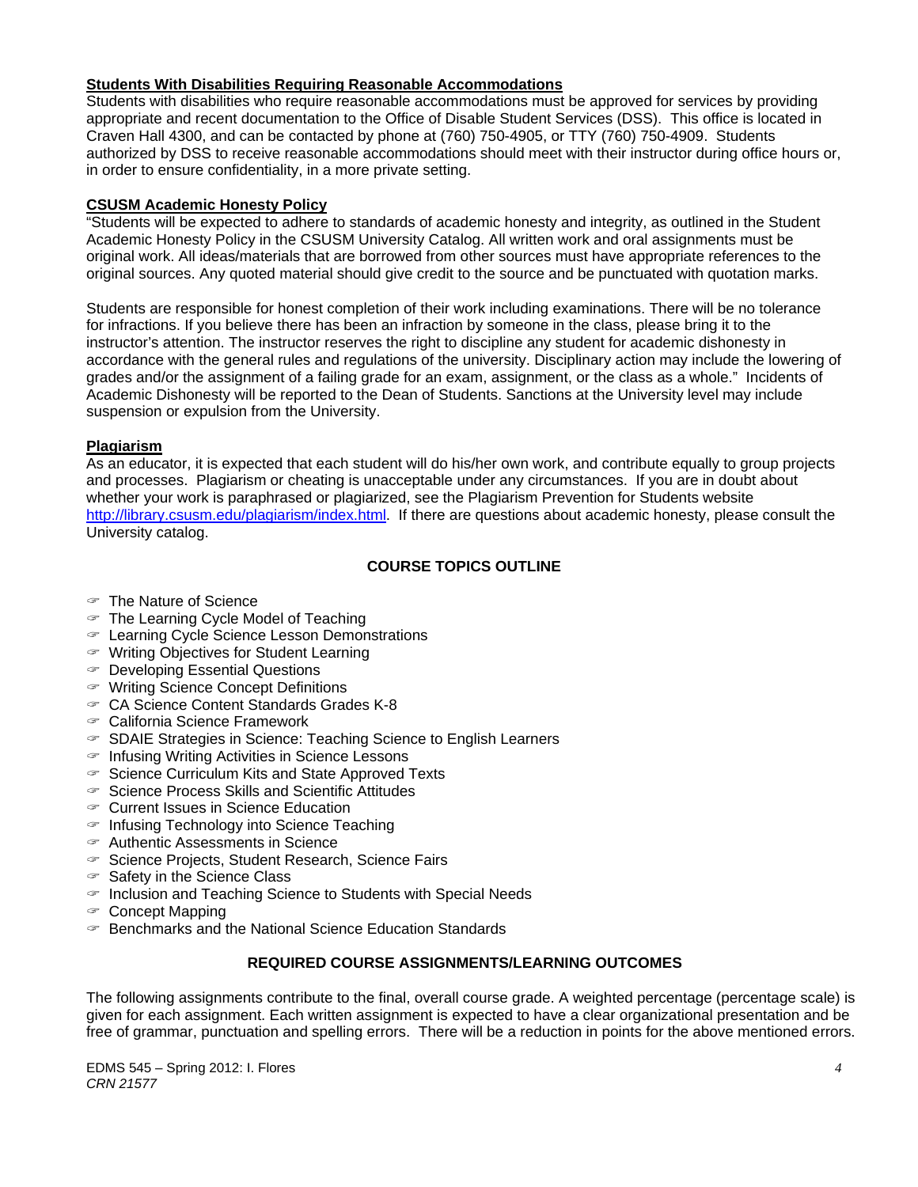**Students With Disabilities Requiring Reasonable Accommodations**

Students with disabilities who require reasonable accommodations must be approved for services by providing appropriate and recent documentation to the Office of Disable Student Services (DSS). This office is located in Craven Hall 4300, and can be contacted by phone at (760) 750-4905, or TTY (760) 750-4909. Students authorized by DSS to receive reasonable accommodations should meet with their instructor during office hours or, in order to ensure confidentiality, in a more private setting.

**CSUSM Academic Honesty Policy**

"Students will be expected to adhere to standards of academic honesty and integrity, as outlined in the Student Academic Honesty Policy in the CSUSM University Catalog. All written work and oral assignments must be original work. All ideas/materials that are borrowed from other sources must have appropriate references to the original sources. Any quoted material should give credit to the source and be punctuated with quotation marks.

Students are responsible for honest completion of their work including examinations. There will be no tolerance for infractions. If you believe there has been an infraction by someone in the class, please bring it to the instructor's attention. The instructor reserves the right to discipline any student for academic dishonesty in accordance with the general rules and regulations of the university. Disciplinary action may include the lowering of grades and/or the assignment of a failing grade for an exam, assignment, or the class as a whole." Incidents of Academic Dishonesty will be reported to the Dean of Students. Sanctions at the University level may include suspension or expulsion from the University.

**Plagiarism**

As an educator, it is expected that each student will do his/her own work, and contribute equally to group projects and processes. Plagiarism or cheating is unacceptable under any circumstances. If you are in doubt about whether your work is paraphrased or plagiarized, see the Plagiarism Prevention for Students website http://library.csusm.edu/plagiarism/index.html. If there are questions about academic honesty, please consult the University catalog.

## COURSE TOPICS OUTLINE

- The Nature of Science
- The Learning Cycle Model of Teaching
- Learning Cycle Science Lesson Demonstrations
- Writing Objectives for Student Learning
- Developing Essential Questions
- Writing Science Concept Definitions
- CA Science Content Standards Grades K-8
- California Science Framework
- SDAIE Strategies in Science: Teaching Science to English Learners
- Infusing Writing Activities in Science Lessons
- Science Curriculum Kits and State Approved Texts
- Science Process Skills and Scientific Attitudes
- Current Issues in Science Education
- Infusing Technology into Science Teaching
- Authentic Assessments in Science
- Science Projects, Student Research, Science Fairs
- Safety in the Science Class
- Inclusion and Teaching Science to Students with Special Needs
- Concept Mapping
- Benchmarks and the National Science Education Standards

## REQUIRED COURSE ASSIGNMENTS/LEARNING OUTCOMES

The following assignments contribute to the final, overall course grade. A weighted percentage (percentage scale) is given for each assignment. Each written assignment is expected to have a clear organizational presentation and be free of grammar, punctuation and spelling errors. There will be a reduction in points for the above mentioned errors.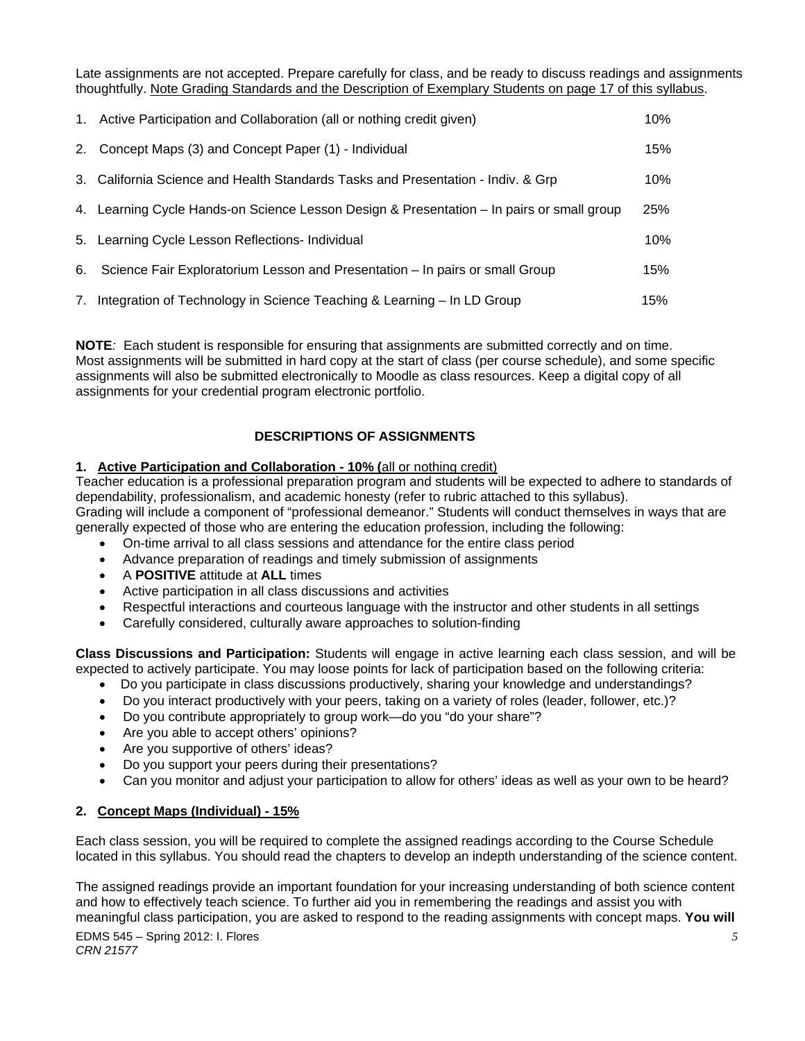Late assignments are not accepted. Prepare carefully for class, and be ready to discuss readings and assignments thoughtfully. Note Grading Standards and the Description of Exemplary Students on page 17 of this syllabus.

| | | |
|---|---|---|
| 1. | Active Participation and Collaboration (all or nothing credit given) | 10% |
| 2. | Concept Maps (3) and Concept Paper (1) - Individual | 15% |
| 3. | California Science and Health Standards Tasks and Presentation - Indiv. & Grp | 10% |
| 4. | Learning Cycle Hands-on Science Lesson Design & Presentation – In pairs or small group | 25% |
| 5. | Learning Cycle Lesson Reflections- Individual | 10% |
| 6. | Science Fair Exploratorium Lesson and Presentation – In pairs or small Group | 15% |
| 7. | Integration of Technology in Science Teaching & Learning – In LD Group | 15% |

**NOTE**: Each student is responsible for ensuring that assignments are submitted correctly and on time. Most assignments will be submitted in hard copy at the start of class (per course schedule), and some specific assignments will also be submitted electronically to Moodle as class resources. Keep a digital copy of all assignments for your credential program electronic portfolio.

## DESCRIPTIONS OF ASSIGNMENTS

**1. Active Participation and Collaboration - 10% (**all or nothing credit)

Teacher education is a professional preparation program and students will be expected to adhere to standards of dependability, professionalism, and academic honesty (refer to rubric attached to this syllabus).
Grading will include a component of "professional demeanor." Students will conduct themselves in ways that are generally expected of those who are entering the education profession, including the following:

- On-time arrival to all class sessions and attendance for the entire class period
- Advance preparation of readings and timely submission of assignments
- A **POSITIVE** attitude at **ALL** times
- Active participation in all class discussions and activities
- Respectful interactions and courteous language with the instructor and other students in all settings
- Carefully considered, culturally aware approaches to solution-finding

**Class Discussions and Participation:** Students will engage in active learning each class session, and will be expected to actively participate. You may loose points for lack of participation based on the following criteria:

- Do you participate in class discussions productively, sharing your knowledge and understandings?
- Do you interact productively with your peers, taking on a variety of roles (leader, follower, etc.)?
- Do you contribute appropriately to group work—do you "do your share"?
- Are you able to accept others' opinions?
- Are you supportive of others' ideas?
- Do you support your peers during their presentations?
- Can you monitor and adjust your participation to allow for others' ideas as well as your own to be heard?

**2. Concept Maps (Individual) - 15%**

Each class session, you will be required to complete the assigned readings according to the Course Schedule located in this syllabus. You should read the chapters to develop an indepth understanding of the science content.

The assigned readings provide an important foundation for your increasing understanding of both science content and how to effectively teach science. To further aid you in remembering the readings and assist you with meaningful class participation, you are asked to respond to the reading assignments with concept maps. **You will**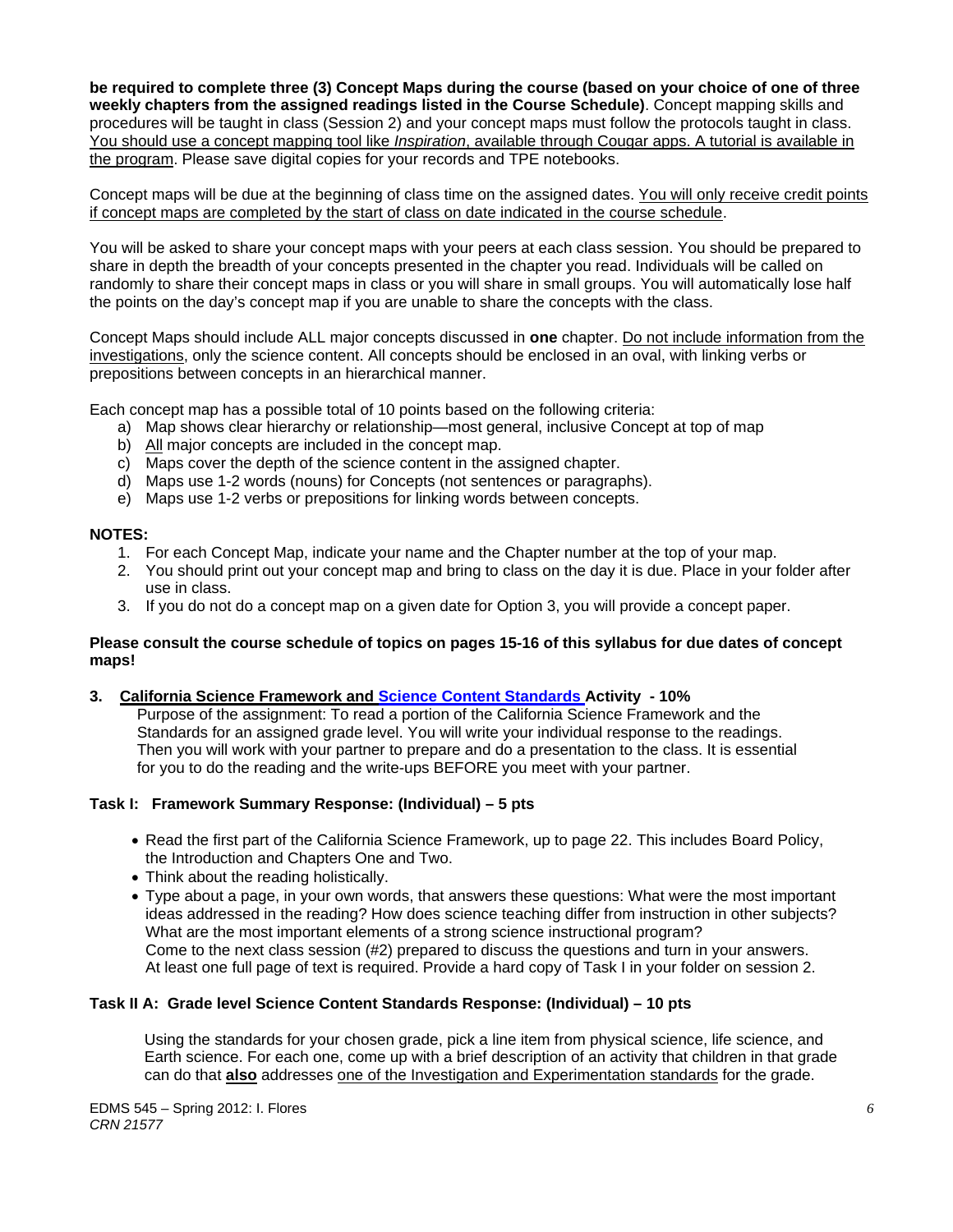**be required to complete three (3) Concept Maps during the course (based on your choice of one of three weekly chapters from the assigned readings listed in the Course Schedule)**. Concept mapping skills and procedures will be taught in class (Session 2) and your concept maps must follow the protocols taught in class. You should use a concept mapping tool like *Inspiration*, available through Cougar apps. A tutorial is available in the program. Please save digital copies for your records and TPE notebooks.

Concept maps will be due at the beginning of class time on the assigned dates. You will only receive credit points if concept maps are completed by the start of class on date indicated in the course schedule.

You will be asked to share your concept maps with your peers at each class session. You should be prepared to share in depth the breadth of your concepts presented in the chapter you read. Individuals will be called on randomly to share their concept maps in class or you will share in small groups. You will automatically lose half the points on the day's concept map if you are unable to share the concepts with the class.

Concept Maps should include ALL major concepts discussed in **one** chapter. Do not include information from the investigations, only the science content. All concepts should be enclosed in an oval, with linking verbs or prepositions between concepts in an hierarchical manner.

Each concept map has a possible total of 10 points based on the following criteria:

a) Map shows clear hierarchy or relationship—most general, inclusive Concept at top of map
b) All major concepts are included in the concept map.
c) Maps cover the depth of the science content in the assigned chapter.
d) Maps use 1-2 words (nouns) for Concepts (not sentences or paragraphs).
e) Maps use 1-2 verbs or prepositions for linking words between concepts.

**NOTES:**

1. For each Concept Map, indicate your name and the Chapter number at the top of your map.
2. You should print out your concept map and bring to class on the day it is due. Place in your folder after use in class.
3. If you do not do a concept map on a given date for Option 3, you will provide a concept paper.

**Please consult the course schedule of topics on pages 15-16 of this syllabus for due dates of concept maps!**

**3. California Science Framework and Science Content Standards Activity - 10%**

Purpose of the assignment: To read a portion of the California Science Framework and the Standards for an assigned grade level. You will write your individual response to the readings. Then you will work with your partner to prepare and do a presentation to the class. It is essential for you to do the reading and the write-ups BEFORE you meet with your partner.

**Task I: Framework Summary Response: (Individual) – 5 pts**

- Read the first part of the California Science Framework, up to page 22. This includes Board Policy, the Introduction and Chapters One and Two.
- Think about the reading holistically.
- Type about a page, in your own words, that answers these questions: What were the most important ideas addressed in the reading? How does science teaching differ from instruction in other subjects? What are the most important elements of a strong science instructional program?
  Come to the next class session (#2) prepared to discuss the questions and turn in your answers.
  At least one full page of text is required. Provide a hard copy of Task I in your folder on session 2.

**Task II A: Grade level Science Content Standards Response: (Individual) – 10 pts**

Using the standards for your chosen grade, pick a line item from physical science, life science, and Earth science. For each one, come up with a brief description of an activity that children in that grade can do that **also** addresses one of the Investigation and Experimentation standards for the grade.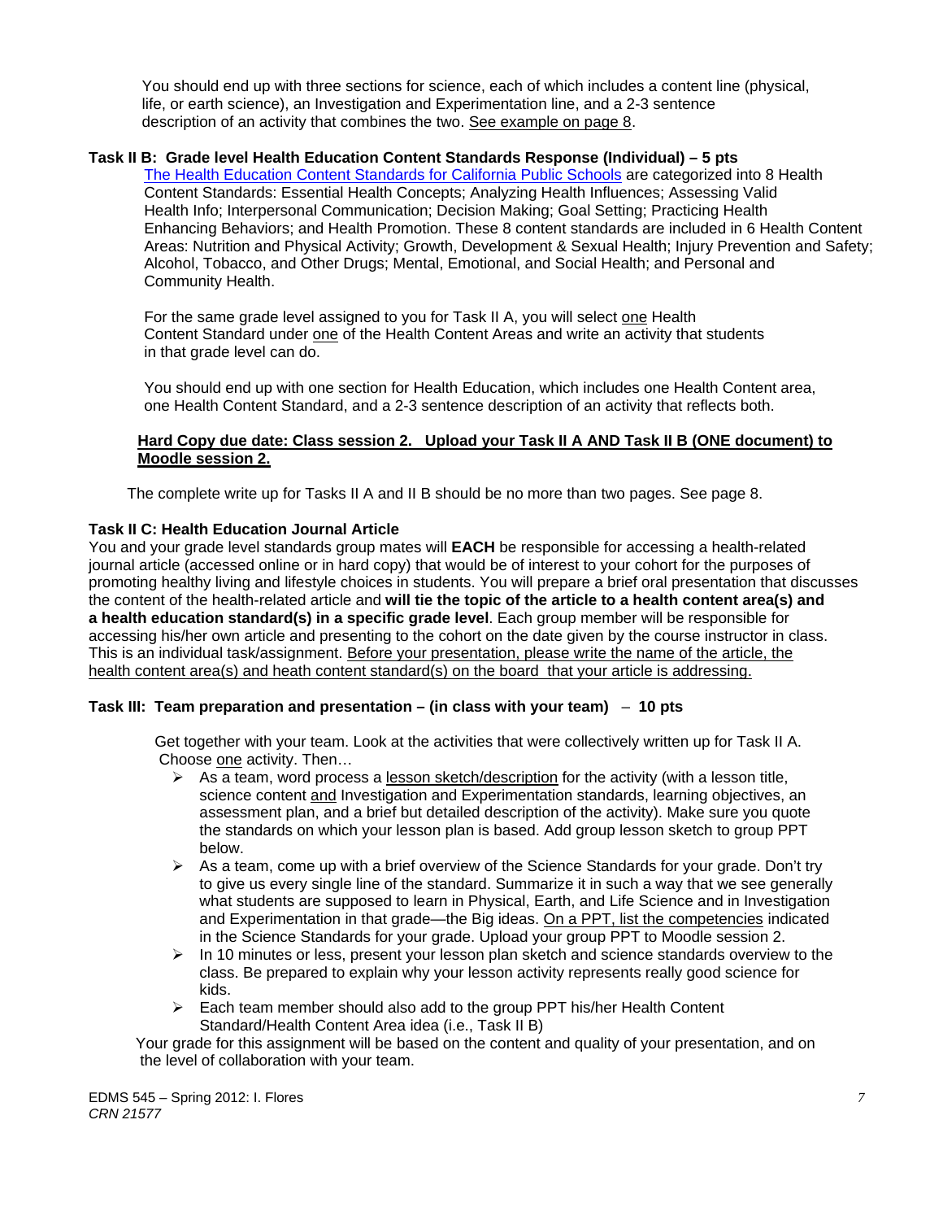You should end up with three sections for science, each of which includes a content line (physical, life, or earth science), an Investigation and Experimentation line, and a 2-3 sentence description of an activity that combines the two. See example on page 8.

**Task II B: Grade level Health Education Content Standards Response (Individual) – 5 pts**

The Health Education Content Standards for California Public Schools are categorized into 8 Health Content Standards: Essential Health Concepts; Analyzing Health Influences; Assessing Valid Health Info; Interpersonal Communication; Decision Making; Goal Setting; Practicing Health Enhancing Behaviors; and Health Promotion. These 8 content standards are included in 6 Health Content Areas: Nutrition and Physical Activity; Growth, Development & Sexual Health; Injury Prevention and Safety; Alcohol, Tobacco, and Other Drugs; Mental, Emotional, and Social Health; and Personal and Community Health.

For the same grade level assigned to you for Task II A, you will select one Health Content Standard under one of the Health Content Areas and write an activity that students in that grade level can do.

You should end up with one section for Health Education, which includes one Health Content area, one Health Content Standard, and a 2-3 sentence description of an activity that reflects both.

**Hard Copy due date: Class session 2. Upload your Task II A AND Task II B (ONE document) to Moodle session 2.**

The complete write up for Tasks II A and II B should be no more than two pages. See page 8.

**Task II C: Health Education Journal Article**

You and your grade level standards group mates will **EACH** be responsible for accessing a health-related journal article (accessed online or in hard copy) that would be of interest to your cohort for the purposes of promoting healthy living and lifestyle choices in students. You will prepare a brief oral presentation that discusses the content of the health-related article and **will tie the topic of the article to a health content area(s) and a health education standard(s) in a specific grade level**. Each group member will be responsible for accessing his/her own article and presenting to the cohort on the date given by the course instructor in class. This is an individual task/assignment. Before your presentation, please write the name of the article, the health content area(s) and heath content standard(s) on the board that your article is addressing.

**Task III: Team preparation and presentation – (in class with your team) – 10 pts**

Get together with your team. Look at the activities that were collectively written up for Task II A. Choose one activity. Then…

- As a team, word process a lesson sketch/description for the activity (with a lesson title, science content and Investigation and Experimentation standards, learning objectives, an assessment plan, and a brief but detailed description of the activity). Make sure you quote the standards on which your lesson plan is based. Add group lesson sketch to group PPT below.
- As a team, come up with a brief overview of the Science Standards for your grade. Don't try to give us every single line of the standard. Summarize it in such a way that we see generally what students are supposed to learn in Physical, Earth, and Life Science and in Investigation and Experimentation in that grade—the Big ideas. On a PPT, list the competencies indicated in the Science Standards for your grade. Upload your group PPT to Moodle session 2.
- In 10 minutes or less, present your lesson plan sketch and science standards overview to the class. Be prepared to explain why your lesson activity represents really good science for kids.
- Each team member should also add to the group PPT his/her Health Content Standard/Health Content Area idea (i.e., Task II B)

Your grade for this assignment will be based on the content and quality of your presentation, and on the level of collaboration with your team.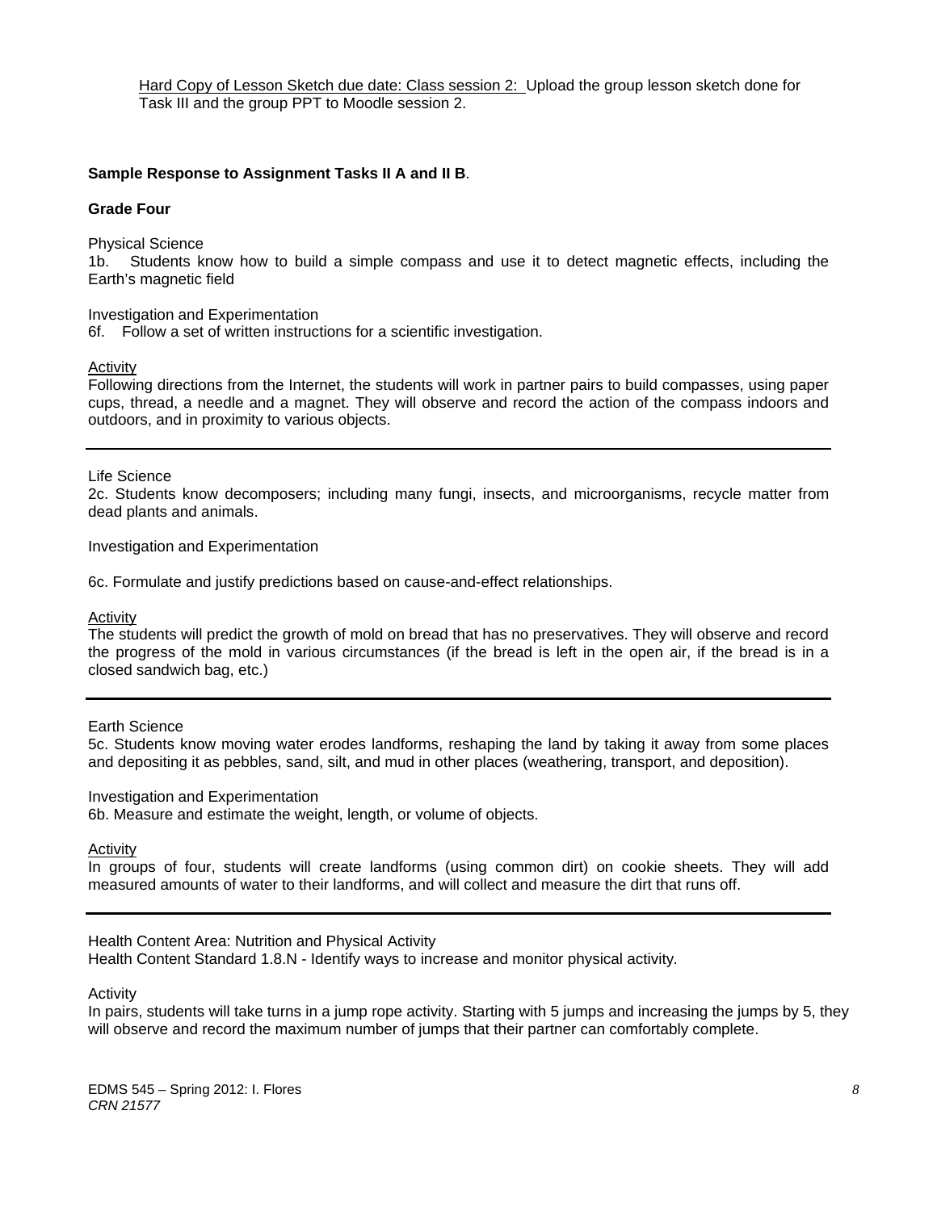Hard Copy of Lesson Sketch due date: Class session 2: Upload the group lesson sketch done for Task III and the group PPT to Moodle session 2.

**Sample Response to Assignment Tasks II A and II B**.

**Grade Four**

Physical Science
1b. Students know how to build a simple compass and use it to detect magnetic effects, including the Earth's magnetic field

Investigation and Experimentation
6f. Follow a set of written instructions for a scientific investigation.

Activity
Following directions from the Internet, the students will work in partner pairs to build compasses, using paper cups, thread, a needle and a magnet. They will observe and record the action of the compass indoors and outdoors, and in proximity to various objects.

---

Life Science
2c. Students know decomposers; including many fungi, insects, and microorganisms, recycle matter from dead plants and animals.

Investigation and Experimentation

6c. Formulate and justify predictions based on cause-and-effect relationships.

Activity
The students will predict the growth of mold on bread that has no preservatives. They will observe and record the progress of the mold in various circumstances (if the bread is left in the open air, if the bread is in a closed sandwich bag, etc.)

---

Earth Science
5c. Students know moving water erodes landforms, reshaping the land by taking it away from some places and depositing it as pebbles, sand, silt, and mud in other places (weathering, transport, and deposition).

Investigation and Experimentation
6b. Measure and estimate the weight, length, or volume of objects.

Activity
In groups of four, students will create landforms (using common dirt) on cookie sheets. They will add measured amounts of water to their landforms, and will collect and measure the dirt that runs off.

---

Health Content Area: Nutrition and Physical Activity
Health Content Standard 1.8.N - Identify ways to increase and monitor physical activity.

Activity
In pairs, students will take turns in a jump rope activity. Starting with 5 jumps and increasing the jumps by 5, they will observe and record the maximum number of jumps that their partner can comfortably complete.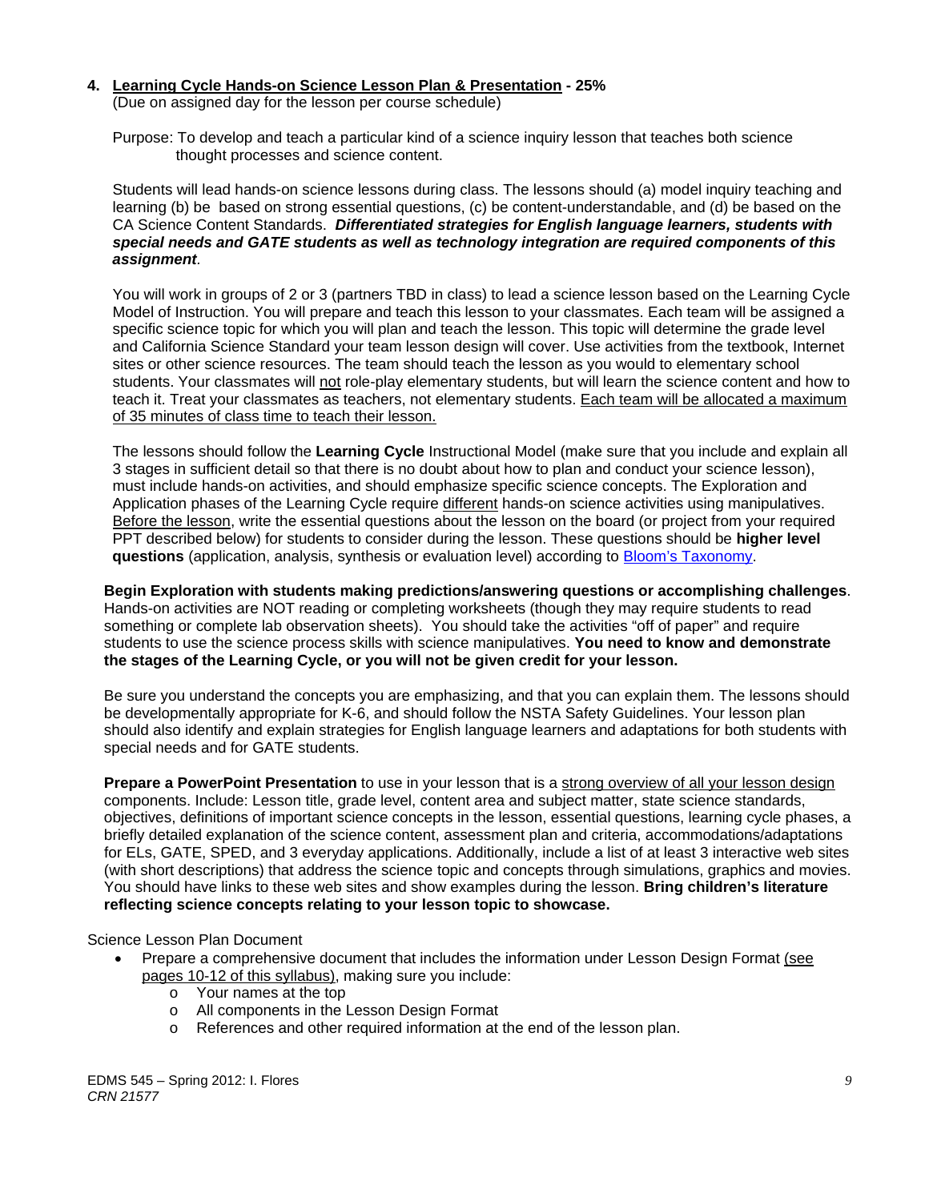4. **Learning Cycle Hands-on Science Lesson Plan & Presentation - 25%**
(Due on assigned day for the lesson per course schedule)

Purpose: To develop and teach a particular kind of a science inquiry lesson that teaches both science thought processes and science content.

Students will lead hands-on science lessons during class. The lessons should (a) model inquiry teaching and learning (b) be based on strong essential questions, (c) be content-understandable, and (d) be based on the CA Science Content Standards. ***Differentiated strategies for English language learners, students with special needs and GATE students as well as technology integration are required components of this assignment***.

You will work in groups of 2 or 3 (partners TBD in class) to lead a science lesson based on the Learning Cycle Model of Instruction. You will prepare and teach this lesson to your classmates. Each team will be assigned a specific science topic for which you will plan and teach the lesson. This topic will determine the grade level and California Science Standard your team lesson design will cover. Use activities from the textbook, Internet sites or other science resources. The team should teach the lesson as you would to elementary school students. Your classmates will not role-play elementary students, but will learn the science content and how to teach it. Treat your classmates as teachers, not elementary students. Each team will be allocated a maximum of 35 minutes of class time to teach their lesson.

The lessons should follow the **Learning Cycle** Instructional Model (make sure that you include and explain all 3 stages in sufficient detail so that there is no doubt about how to plan and conduct your science lesson), must include hands-on activities, and should emphasize specific science concepts. The Exploration and Application phases of the Learning Cycle require different hands-on science activities using manipulatives. Before the lesson, write the essential questions about the lesson on the board (or project from your required PPT described below) for students to consider during the lesson. These questions should be **higher level questions** (application, analysis, synthesis or evaluation level) according to [Bloom's Taxonomy](Bloom's Taxonomy).

**Begin Exploration with students making predictions/answering questions or accomplishing challenges**. Hands-on activities are NOT reading or completing worksheets (though they may require students to read something or complete lab observation sheets). You should take the activities "off of paper" and require students to use the science process skills with science manipulatives. **You need to know and demonstrate the stages of the Learning Cycle, or you will not be given credit for your lesson.**

Be sure you understand the concepts you are emphasizing, and that you can explain them. The lessons should be developmentally appropriate for K-6, and should follow the NSTA Safety Guidelines. Your lesson plan should also identify and explain strategies for English language learners and adaptations for both students with special needs and for GATE students.

**Prepare a PowerPoint Presentation** to use in your lesson that is a strong overview of all your lesson design components. Include: Lesson title, grade level, content area and subject matter, state science standards, objectives, definitions of important science concepts in the lesson, essential questions, learning cycle phases, a briefly detailed explanation of the science content, assessment plan and criteria, accommodations/adaptations for ELs, GATE, SPED, and 3 everyday applications. Additionally, include a list of at least 3 interactive web sites (with short descriptions) that address the science topic and concepts through simulations, graphics and movies. You should have links to these web sites and show examples during the lesson. **Bring children's literature reflecting science concepts relating to your lesson topic to showcase.**

Science Lesson Plan Document

- Prepare a comprehensive document that includes the information under Lesson Design Format (see pages 10-12 of this syllabus), making sure you include:
  - Your names at the top
  - All components in the Lesson Design Format
  - References and other required information at the end of the lesson plan.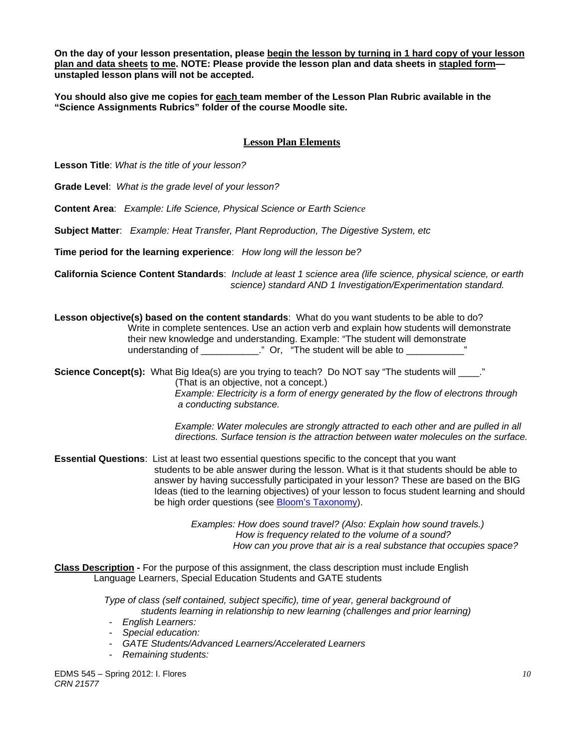**On the day of your lesson presentation, please begin the lesson by turning in 1 hard copy of your lesson plan and data sheets to me. NOTE: Please provide the lesson plan and data sheets in stapled form—unstapled lesson plans will not be accepted.**

**You should also give me copies for each team member of the Lesson Plan Rubric available in the "Science Assignments Rubrics" folder of the course Moodle site.**

## Lesson Plan Elements

**Lesson Title**: *What is the title of your lesson?*

**Grade Level**: *What is the grade level of your lesson?*

**Content Area**: *Example: Life Science, Physical Science or Earth Science*

**Subject Matter**: *Example: Heat Transfer, Plant Reproduction, The Digestive System, etc*

**Time period for the learning experience**: *How long will the lesson be?*

**California Science Content Standards**: *Include at least 1 science area (life science, physical science, or earth science) standard AND 1 Investigation/Experimentation standard.*

**Lesson objective(s) based on the content standards**: What do you want students to be able to do? Write in complete sentences. Use an action verb and explain how students will demonstrate their new knowledge and understanding. Example: "The student will demonstrate understanding of ___________." Or, "The student will be able to ___________"

**Science Concept(s):** What Big Idea(s) are you trying to teach? Do NOT say "The students will ____." (That is an objective, not a concept.)
*Example: Electricity is a form of energy generated by the flow of electrons through a conducting substance.*

*Example: Water molecules are strongly attracted to each other and are pulled in all directions. Surface tension is the attraction between water molecules on the surface.*

**Essential Questions**: List at least two essential questions specific to the concept that you want students to be able answer during the lesson. What is it that students should be able to answer by having successfully participated in your lesson? These are based on the BIG Ideas (tied to the learning objectives) of your lesson to focus student learning and should be high order questions (see Bloom's Taxonomy).

*Examples: How does sound travel? (Also: Explain how sound travels.)*
*How is frequency related to the volume of a sound?*
*How can you prove that air is a real substance that occupies space?*

**Class Description -** For the purpose of this assignment, the class description must include English Language Learners, Special Education Students and GATE students

*Type of class (self contained, subject specific), time of year, general background of students learning in relationship to new learning (challenges and prior learning)*

- *English Learners:*
- *Special education:*
- *GATE Students/Advanced Learners/Accelerated Learners*
- *Remaining students:*

EDMS 545 – Spring 2012: I. Flores
*CRN 21577*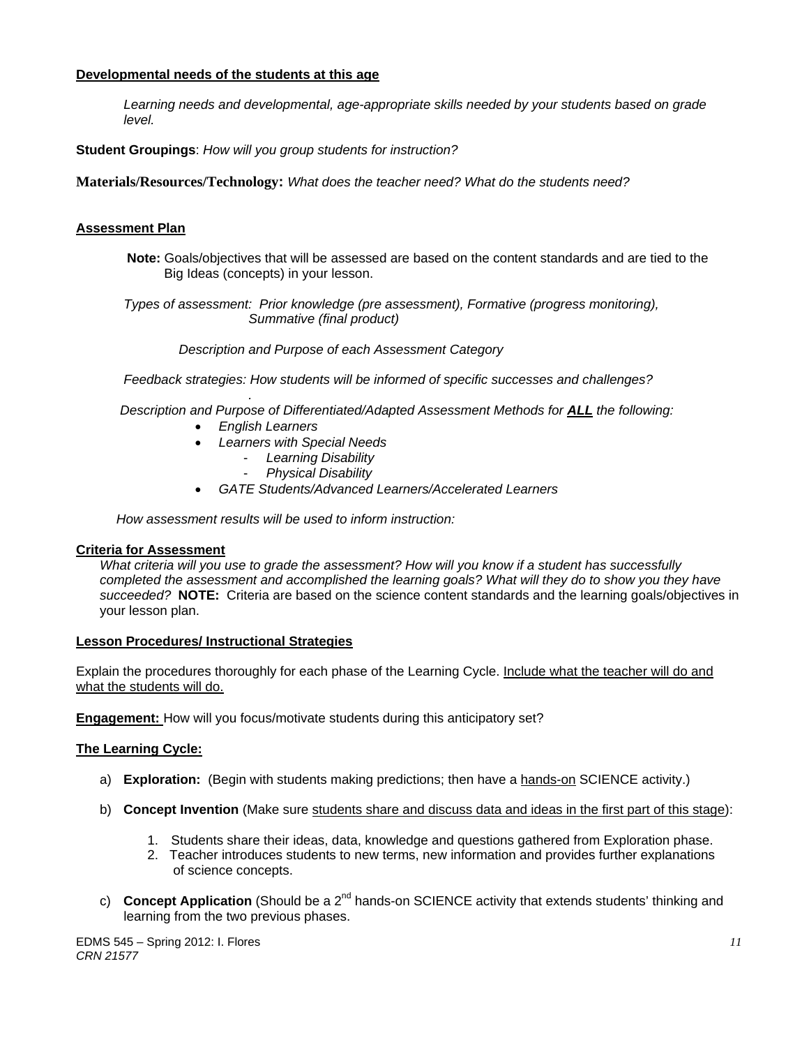**Developmental needs of the students at this age**

*Learning needs and developmental, age-appropriate skills needed by your students based on grade level.*

**Student Groupings**: *How will you group students for instruction?*

**Materials/Resources/Technology:** *What does the teacher need? What do the students need?*

**Assessment Plan**

**Note:** Goals/objectives that will be assessed are based on the content standards and are tied to the Big Ideas (concepts) in your lesson.

*Types of assessment: Prior knowledge (pre assessment), Formative (progress monitoring), Summative (final product)*

*Description and Purpose of each Assessment Category*

*Feedback strategies: How students will be informed of specific successes and challenges?*

*Description and Purpose of Differentiated/Adapted Assessment Methods for **ALL** the following:*

- *English Learners*
- *Learners with Special Needs*
    - *Learning Disability*
    - *Physical Disability*
- *GATE Students/Advanced Learners/Accelerated Learners*

*How assessment results will be used to inform instruction:*

**Criteria for Assessment**

*What criteria will you use to grade the assessment? How will you know if a student has successfully completed the assessment and accomplished the learning goals? What will they do to show you they have succeeded?* **NOTE:** Criteria are based on the science content standards and the learning goals/objectives in your lesson plan.

**Lesson Procedures/ Instructional Strategies**

Explain the procedures thoroughly for each phase of the Learning Cycle. Include what the teacher will do and what the students will do.

**Engagement:** How will you focus/motivate students during this anticipatory set?

**The Learning Cycle:**

a) **Exploration:** (Begin with students making predictions; then have a hands-on SCIENCE activity.)

b) **Concept Invention** (Make sure students share and discuss data and ideas in the first part of this stage):

    1. Students share their ideas, data, knowledge and questions gathered from Exploration phase.
    2. Teacher introduces students to new terms, new information and provides further explanations of science concepts.

c) **Concept Application** (Should be a 2nd hands-on SCIENCE activity that extends students' thinking and learning from the two previous phases.

EDMS 545 – Spring 2012: I. Flores
*CRN 21577*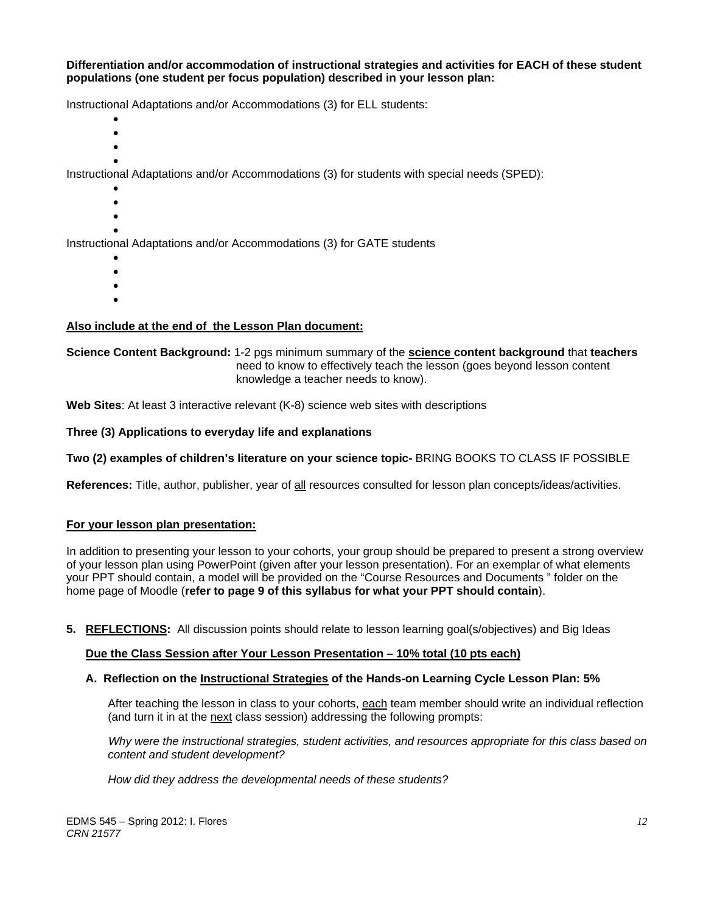**Differentiation and/or accommodation of instructional strategies and activities for EACH of these student populations (one student per focus population) described in your lesson plan:**

Instructional Adaptations and/or Accommodations (3) for ELL students:

- 
- 
- 
- 

Instructional Adaptations and/or Accommodations (3) for students with special needs (SPED):

- 
- 
- 
- 

Instructional Adaptations and/or Accommodations (3) for GATE students

- 
- 
- 
- 

**<u>Also include at the end of the Lesson Plan document:</u>**

**Science Content Background:** 1-2 pgs minimum summary of the **<u>science</u> content background** that **teachers** need to know to effectively teach the lesson (goes beyond lesson content knowledge a teacher needs to know).

**Web Sites**: At least 3 interactive relevant (K-8) science web sites with descriptions

**Three (3) Applications to everyday life and explanations**

**Two (2) examples of children's literature on your science topic-** BRING BOOKS TO CLASS IF POSSIBLE

**References:** Title, author, publisher, year of <u>all</u> resources consulted for lesson plan concepts/ideas/activities.

**<u>For your lesson plan presentation:</u>**

In addition to presenting your lesson to your cohorts, your group should be prepared to present a strong overview of your lesson plan using PowerPoint (given after your lesson presentation). For an exemplar of what elements your PPT should contain, a model will be provided on the "Course Resources and Documents " folder on the home page of Moodle (**refer to page 9 of this syllabus for what your PPT should contain**).

**5. <u>REFLECTIONS</u>:** All discussion points should relate to lesson learning goal(s/objectives) and Big Ideas

**<u>Due the Class Session after Your Lesson Presentation – 10% total (10 pts each)</u>**

**A. Reflection on the <u>Instructional Strategies</u> of the Hands-on Learning Cycle Lesson Plan: 5%**

After teaching the lesson in class to your cohorts, <u>each</u> team member should write an individual reflection (and turn it in at the <u>next</u> class session) addressing the following prompts:

*Why were the instructional strategies, student activities, and resources appropriate for this class based on content and student development?*

*How did they address the developmental needs of these students?*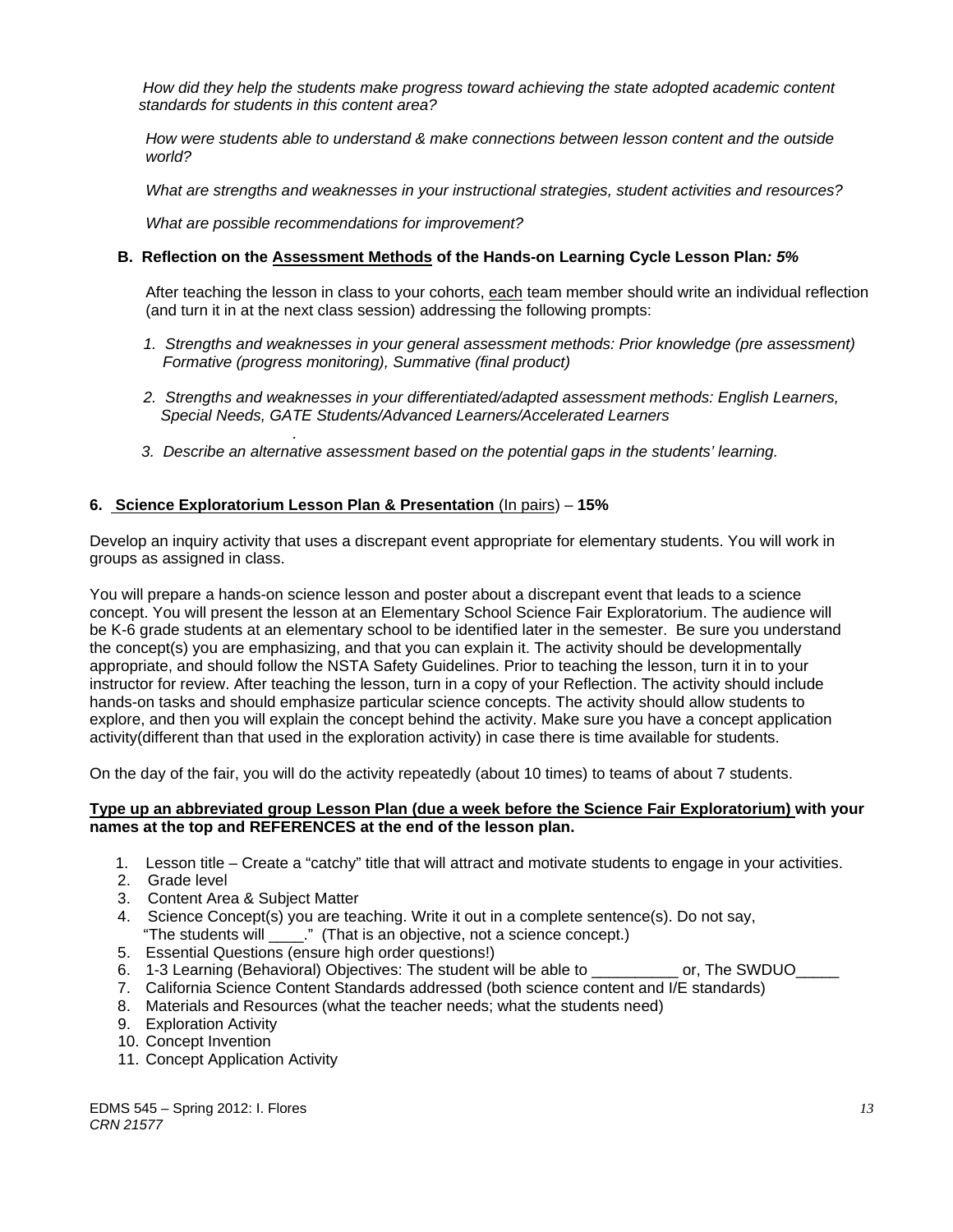*How did they help the students make progress toward achieving the state adopted academic content standards for students in this content area?*

*How were students able to understand & make connections between lesson content and the outside world?*

*What are strengths and weaknesses in your instructional strategies, student activities and resources?*

*What are possible recommendations for improvement?*

**B. Reflection on the <u>Assessment Methods</u> of the Hands-on Learning Cycle Lesson Plan*: 5%***

After teaching the lesson in class to your cohorts, <u>each</u> team member should write an individual reflection (and turn it in at the next class session) addressing the following prompts:

1. *Strengths and weaknesses in your general assessment methods: Prior knowledge (pre assessment) Formative (progress monitoring), Summative (final product)*
2. *Strengths and weaknesses in your differentiated/adapted assessment methods: English Learners, Special Needs, GATE Students/Advanced Learners/Accelerated Learners*
3. *Describe an alternative assessment based on the potential gaps in the students' learning.*

**6. <u>Science Exploratorium Lesson Plan & Presentation</u>** <u>(In pairs)</u> – **15%**

Develop an inquiry activity that uses a discrepant event appropriate for elementary students. You will work in groups as assigned in class.

You will prepare a hands-on science lesson and poster about a discrepant event that leads to a science concept. You will present the lesson at an Elementary School Science Fair Exploratorium. The audience will be K-6 grade students at an elementary school to be identified later in the semester. Be sure you understand the concept(s) you are emphasizing, and that you can explain it. The activity should be developmentally appropriate, and should follow the NSTA Safety Guidelines. Prior to teaching the lesson, turn it in to your instructor for review. After teaching the lesson, turn in a copy of your Reflection. The activity should include hands-on tasks and should emphasize particular science concepts. The activity should allow students to explore, and then you will explain the concept behind the activity. Make sure you have a concept application activity(different than that used in the exploration activity) in case there is time available for students.

On the day of the fair, you will do the activity repeatedly (about 10 times) to teams of about 7 students.

**<u>Type up an abbreviated group Lesson Plan (due a week before the Science Fair Exploratorium)</u> with your names at the top and REFERENCES at the end of the lesson plan.**

1. Lesson title – Create a "catchy" title that will attract and motivate students to engage in your activities.
2. Grade level
3. Content Area & Subject Matter
4. Science Concept(s) you are teaching. Write it out in a complete sentence(s). Do not say, "The students will ____." (That is an objective, not a science concept.)
5. Essential Questions (ensure high order questions!)
6. 1-3 Learning (Behavioral) Objectives: The student will be able to __________ or, The SWDUO_____
7. California Science Content Standards addressed (both science content and I/E standards)
8. Materials and Resources (what the teacher needs; what the students need)
9. Exploration Activity
10. Concept Invention
11. Concept Application Activity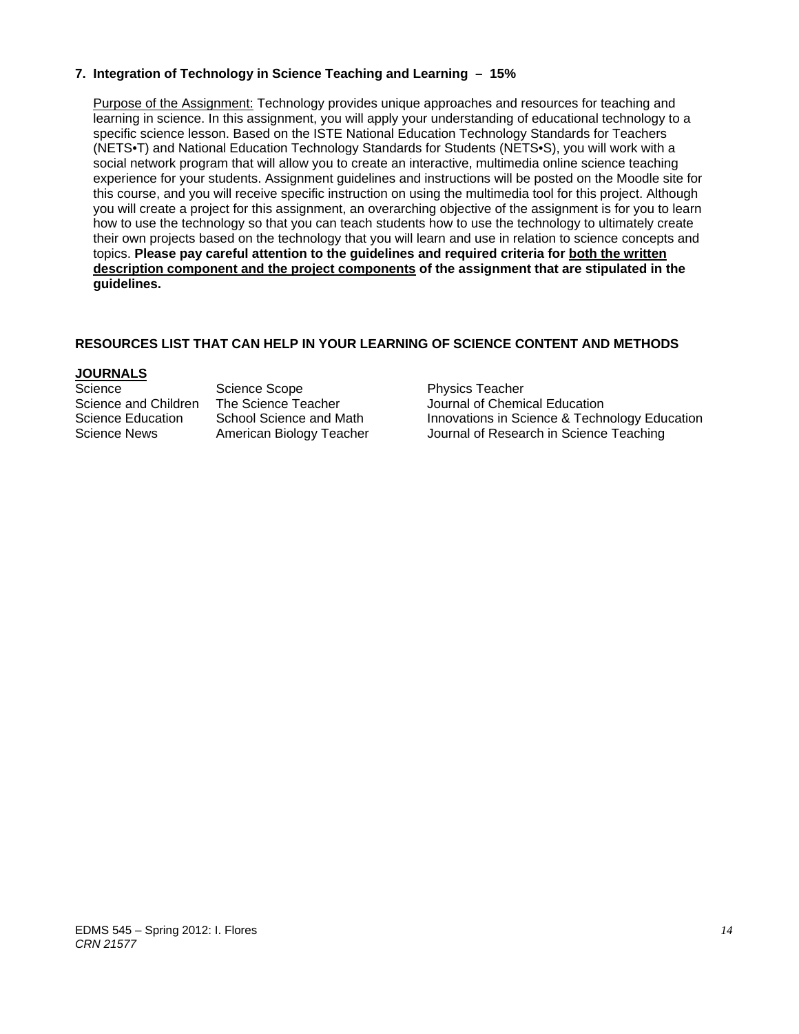**7. Integration of Technology in Science Teaching and Learning – 15%**

Purpose of the Assignment: Technology provides unique approaches and resources for teaching and learning in science. In this assignment, you will apply your understanding of educational technology to a specific science lesson. Based on the ISTE National Education Technology Standards for Teachers (NETS•T) and National Education Technology Standards for Students (NETS•S), you will work with a social network program that will allow you to create an interactive, multimedia online science teaching experience for your students. Assignment guidelines and instructions will be posted on the Moodle site for this course, and you will receive specific instruction on using the multimedia tool for this project. Although you will create a project for this assignment, an overarching objective of the assignment is for you to learn how to use the technology so that you can teach students how to use the technology to ultimately create their own projects based on the technology that you will learn and use in relation to science concepts and topics. **Please pay careful attention to the guidelines and required criteria for both the written description component and the project components of the assignment that are stipulated in the guidelines.**

**RESOURCES LIST THAT CAN HELP IN YOUR LEARNING OF SCIENCE CONTENT AND METHODS**

**JOURNALS**

| | | |
|---|---|---|
| Science | Science Scope | Physics Teacher |
| Science and Children | The Science Teacher | Journal of Chemical Education |
| Science Education | School Science and Math | Innovations in Science & Technology Education |
| Science News | American Biology Teacher | Journal of Research in Science Teaching |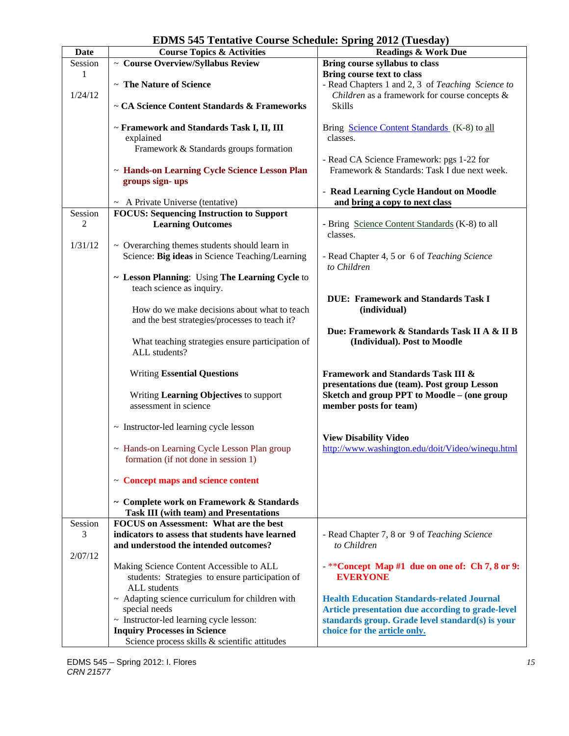# EDMS 545 Tentative Course Schedule: Spring 2012 (Tuesday)

| Date | Course Topics & Activities | Readings & Work Due |
|---|---|---|
| Session 1<br><br>1/24/12 | ~ **Course Overview/Syllabus Review**<br><br>~ **The Nature of Science**<br><br>~ **CA Science Content Standards & Frameworks**<br><br>~ **Framework and Standards Task I, II, III** explained<br>Framework & Standards groups formation<br><br>~ **Hands-on Learning Cycle Science Lesson Plan groups sign- ups**<br><br>~ A Private Universe (tentative) | **Bring course syllabus to class**<br>**Bring course text to class**<br>- Read Chapters 1 and 2, 3 of *Teaching Science to Children* as a framework for course concepts & Skills<br><br>Bring Science Content Standards (K-8) to all classes.<br><br>- Read CA Science Framework: pgs 1-22 for Framework & Standards: Task I due next week.<br><br>- **Read Learning Cycle Handout on Moodle and bring a copy to next class** |
| Session 2<br><br>1/31/12 | **FOCUS: Sequencing Instruction to Support Learning Outcomes**<br><br>~ Overarching themes students should learn in Science: **Big ideas** in Science Teaching/Learning<br><br>~ **Lesson Planning**: Using **The Learning Cycle** to teach science as inquiry.<br><br>How do we make decisions about what to teach and the best strategies/processes to teach it?<br><br>What teaching strategies ensure participation of ALL students?<br><br>Writing **Essential Questions**<br><br>Writing **Learning Objectives** to support assessment in science<br><br>~ Instructor-led learning cycle lesson<br><br>~ Hands-on Learning Cycle Lesson Plan group formation (if not done in session 1)<br><br>~ **Concept maps and science content**<br><br>~ **Complete work on Framework & Standards Task III (with team) and Presentations** | - Bring Science Content Standards (K-8) to all classes.<br><br>- Read Chapter 4, 5 or 6 of *Teaching Science to Children*<br><br>**DUE: Framework and Standards Task I (individual)**<br><br>**Due: Framework & Standards Task II A & II B (Individual). Post to Moodle**<br><br>**Framework and Standards Task III & presentations due (team). Post group Lesson Sketch and group PPT to Moodle – (one group member posts for team)**<br><br>**View Disability Video**<br>http://www.washington.edu/doit/Video/winequ.html |
| Session 3<br><br>2/07/12 | **FOCUS on Assessment: What are the best indicators to assess that students have learned and understood the intended outcomes?**<br><br>Making Science Content Accessible to ALL students: Strategies to ensure participation of ALL students<br>~ Adapting science curriculum for children with special needs<br>~ Instructor-led learning cycle lesson: **Inquiry Processes in Science**<br>Science process skills & scientific attitudes | - Read Chapter 7, 8 or 9 of *Teaching Science to Children*<br><br>- **\*\*Concept Map #1 due on one of: Ch 7, 8 or 9: EVERYONE**<br><br>**Health Education Standards-related Journal Article presentation due according to grade-level standards group. Grade level standard(s) is your choice for the article only.** |

EDMS 545 – Spring 2012: I. Flores
CRN 21577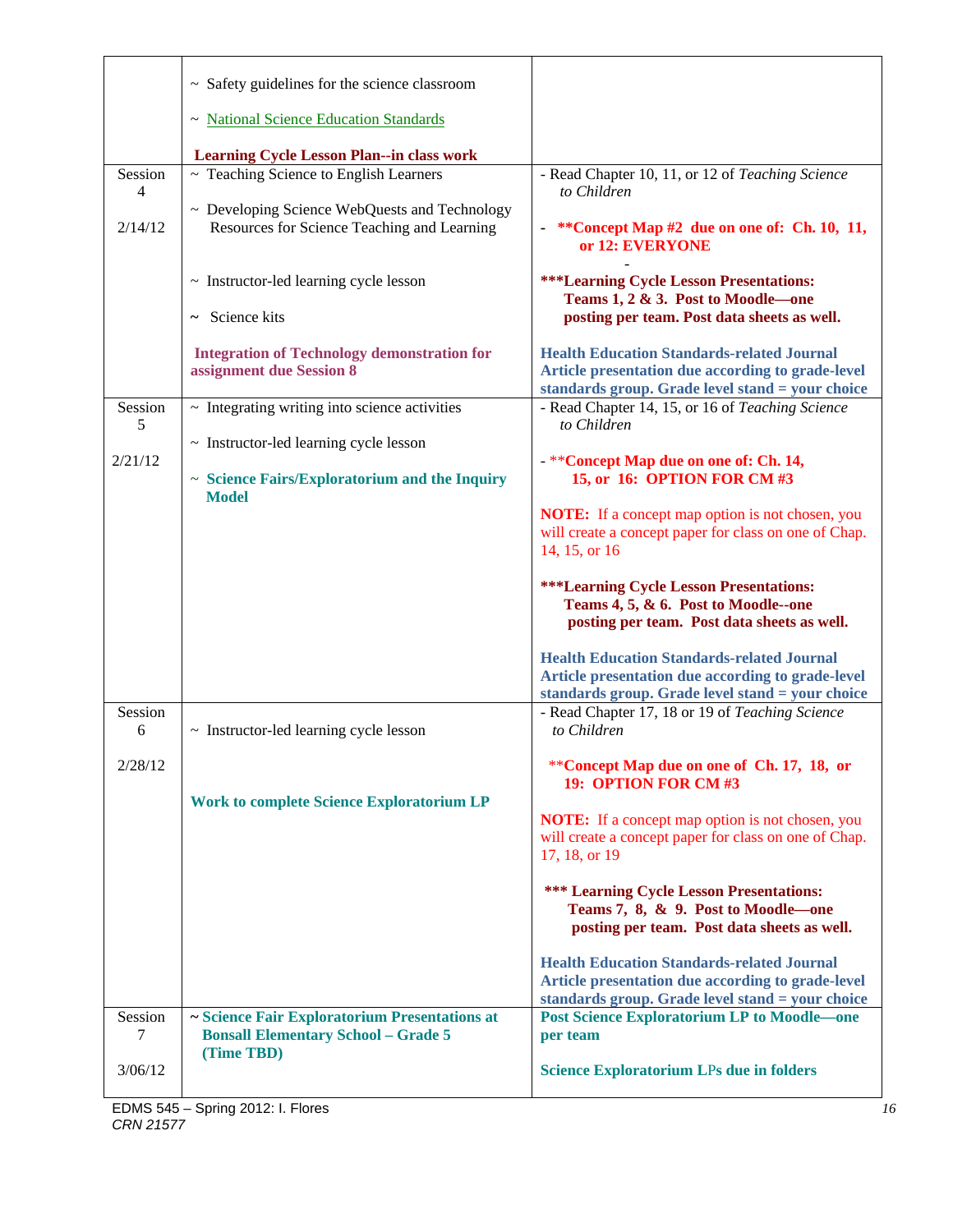| | | |
|---|---|---|
| | ~ Safety guidelines for the science classroom<br><br>~ National Science Education Standards<br><br>**Learning Cycle Lesson Plan--in class work** | |
| Session 4<br><br>2/14/12 | ~ Teaching Science to English Learners<br><br>~ Developing Science WebQuests and Technology Resources for Science Teaching and Learning<br><br>~ Instructor-led learning cycle lesson<br><br>~ Science kits<br><br>**Integration of Technology demonstration for assignment due Session 8** | - Read Chapter 10, 11, or 12 of *Teaching Science to Children*<br><br>- **\*\*Concept Map #2 due on one of: Ch. 10, 11, or 12: EVERYONE**<br><br>-<br><br>**\*\*\*Learning Cycle Lesson Presentations: Teams 1, 2 & 3. Post to Moodle—one posting per team. Post data sheets as well.**<br><br>**Health Education Standards-related Journal Article presentation due according to grade-level standards group. Grade level stand = your choice** |
| Session 5<br><br>2/21/12 | ~ Integrating writing into science activities<br><br>~ Instructor-led learning cycle lesson<br><br>~ **Science Fairs/Exploratorium and the Inquiry Model** | - Read Chapter 14, 15, or 16 of *Teaching Science to Children*<br><br>- \*\***Concept Map due on one of: Ch. 14, 15, or 16: OPTION FOR CM #3**<br><br>**NOTE:** If a concept map option is not chosen, you will create a concept paper for class on one of Chap. 14, 15, or 16<br><br>**\*\*\*Learning Cycle Lesson Presentations: Teams 4, 5, & 6. Post to Moodle--one posting per team. Post data sheets as well.**<br><br>**Health Education Standards-related Journal Article presentation due according to grade-level standards group. Grade level stand = your choice** |
| Session 6<br><br>2/28/12 | ~ Instructor-led learning cycle lesson<br><br>**Work to complete Science Exploratorium LP** | - Read Chapter 17, 18 or 19 of *Teaching Science to Children*<br><br>\*\***Concept Map due on one of Ch. 17, 18, or 19: OPTION FOR CM #3**<br><br>**NOTE:** If a concept map option is not chosen, you will create a concept paper for class on one of Chap. 17, 18, or 19<br><br>**\*\*\* Learning Cycle Lesson Presentations: Teams 7, 8, & 9. Post to Moodle—one posting per team. Post data sheets as well.**<br><br>**Health Education Standards-related Journal Article presentation due according to grade-level standards group. Grade level stand = your choice** |
| Session 7<br><br>3/06/12 | **~ Science Fair Exploratorium Presentations at Bonsall Elementary School – Grade 5 (Time TBD)** | **Post Science Exploratorium LP to Moodle—one per team**<br><br>**Science Exploratorium LPs due in folders** |

EDMS 545 – Spring 2012: I. Flores
*CRN 21577*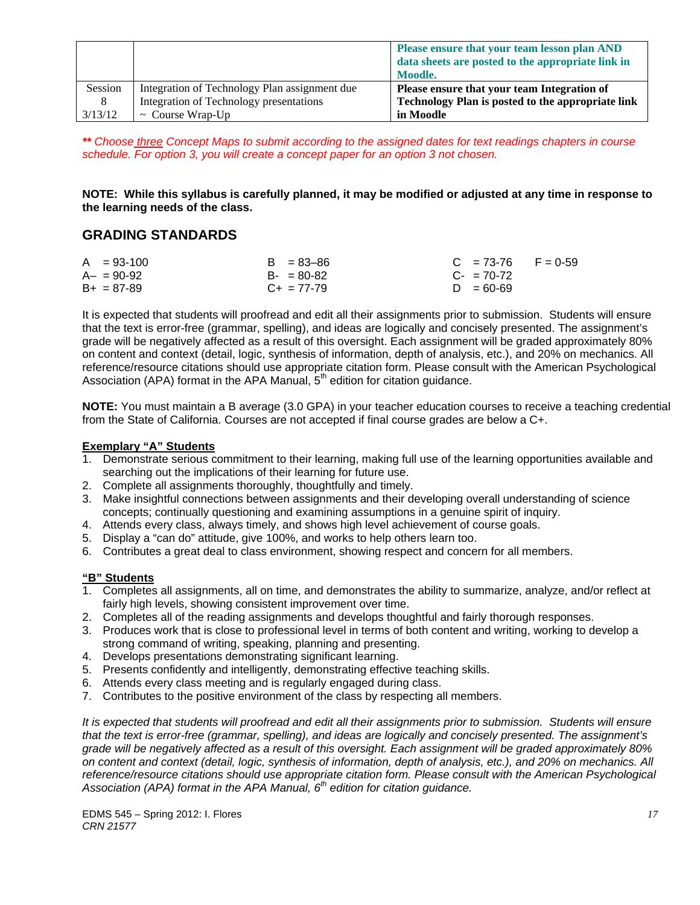| | | |
|---|---|---|
| | | **Please ensure that your team lesson plan AND data sheets are posted to the appropriate link in Moodle.** |
| Session 8 3/13/12 | Integration of Technology Plan assignment due<br>Integration of Technology presentations<br>~ Course Wrap-Up | **Please ensure that your team Integration of Technology Plan is posted to the appropriate link in Moodle** |

***\* Choose three Concept Maps to submit according to the assigned dates for text readings chapters in course schedule. For option 3, you will create a concept paper for an option 3 not chosen.*

**NOTE: While this syllabus is carefully planned, it may be modified or adjusted at any time in response to the learning needs of the class.**

## GRADING STANDARDS

| | | | |
|---|---|---|---|
| A = 93-100 | B = 83–86 | C = 73-76 | F = 0-59 |
| A– = 90-92 | B- = 80-82 | C- = 70-72 | |
| B+ = 87-89 | C+ = 77-79 | D = 60-69 | |

It is expected that students will proofread and edit all their assignments prior to submission. Students will ensure that the text is error-free (grammar, spelling), and ideas are logically and concisely presented. The assignment's grade will be negatively affected as a result of this oversight. Each assignment will be graded approximately 80% on content and context (detail, logic, synthesis of information, depth of analysis, etc.), and 20% on mechanics. All reference/resource citations should use appropriate citation form. Please consult with the American Psychological Association (APA) format in the APA Manual, 5th edition for citation guidance.

**NOTE:** You must maintain a B average (3.0 GPA) in your teacher education courses to receive a teaching credential from the State of California. Courses are not accepted if final course grades are below a C+.

**Exemplary "A" Students**

1. Demonstrate serious commitment to their learning, making full use of the learning opportunities available and searching out the implications of their learning for future use.
2. Complete all assignments thoroughly, thoughtfully and timely.
3. Make insightful connections between assignments and their developing overall understanding of science concepts; continually questioning and examining assumptions in a genuine spirit of inquiry.
4. Attends every class, always timely, and shows high level achievement of course goals.
5. Display a "can do" attitude, give 100%, and works to help others learn too.
6. Contributes a great deal to class environment, showing respect and concern for all members.

**"B" Students**

1. Completes all assignments, all on time, and demonstrates the ability to summarize, analyze, and/or reflect at fairly high levels, showing consistent improvement over time.
2. Completes all of the reading assignments and develops thoughtful and fairly thorough responses.
3. Produces work that is close to professional level in terms of both content and writing, working to develop a strong command of writing, speaking, planning and presenting.
4. Develops presentations demonstrating significant learning.
5. Presents confidently and intelligently, demonstrating effective teaching skills.
6. Attends every class meeting and is regularly engaged during class.
7. Contributes to the positive environment of the class by respecting all members.

*It is expected that students will proofread and edit all their assignments prior to submission. Students will ensure that the text is error-free (grammar, spelling), and ideas are logically and concisely presented. The assignment's grade will be negatively affected as a result of this oversight. Each assignment will be graded approximately 80% on content and context (detail, logic, synthesis of information, depth of analysis, etc.), and 20% on mechanics. All reference/resource citations should use appropriate citation form. Please consult with the American Psychological Association (APA) format in the APA Manual, 6th edition for citation guidance.*